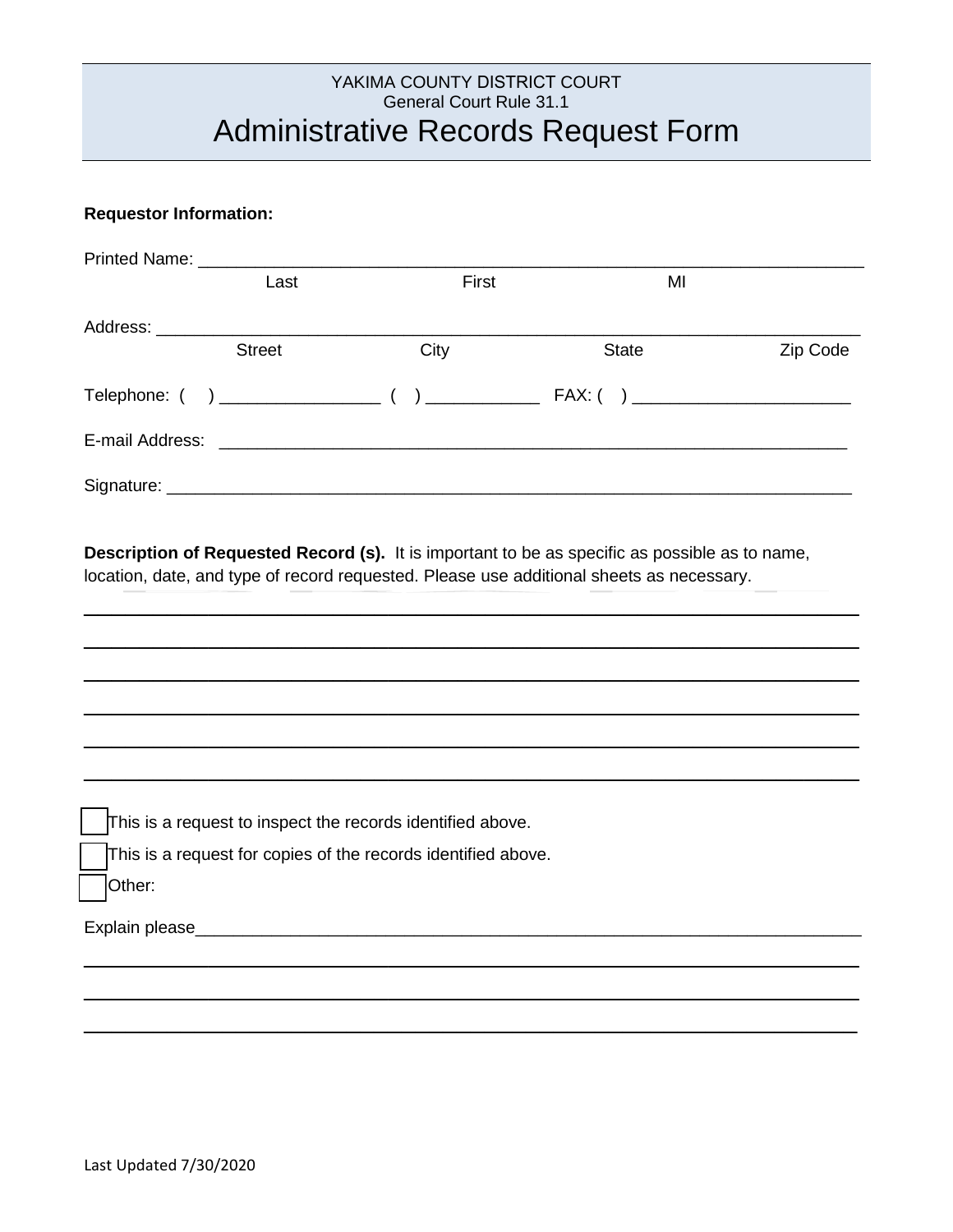YAKIMA COUNTY DISTRICT COURT
General Court Rule 31.1

# Administrative Records Request Form

**Requestor Information:**

Printed Name: ______________________________________________________________________
Last First MI

Address: __________________________________________________________________________
Street City State Zip Code

Telephone: ( ) _________________ ( ) ____________ FAX: ( ) _______________________

E-mail Address: ____________________________________________________________________

Signature: _________________________________________________________________________

**Description of Requested Record (s).** It is important to be as specific as possible as to name, location, date, and type of record requested. Please use additional sheets as necessary.

______________________________________________________________________________

______________________________________________________________________________

______________________________________________________________________________

______________________________________________________________________________

______________________________________________________________________________

______________________________________________________________________________

☐ This is a request to inspect the records identified above.

☐ This is a request for copies of the records identified above.

☐ Other:

Explain please______________________________________________________________________

______________________________________________________________________________

______________________________________________________________________________

______________________________________________________________________________

Last Updated 7/30/2020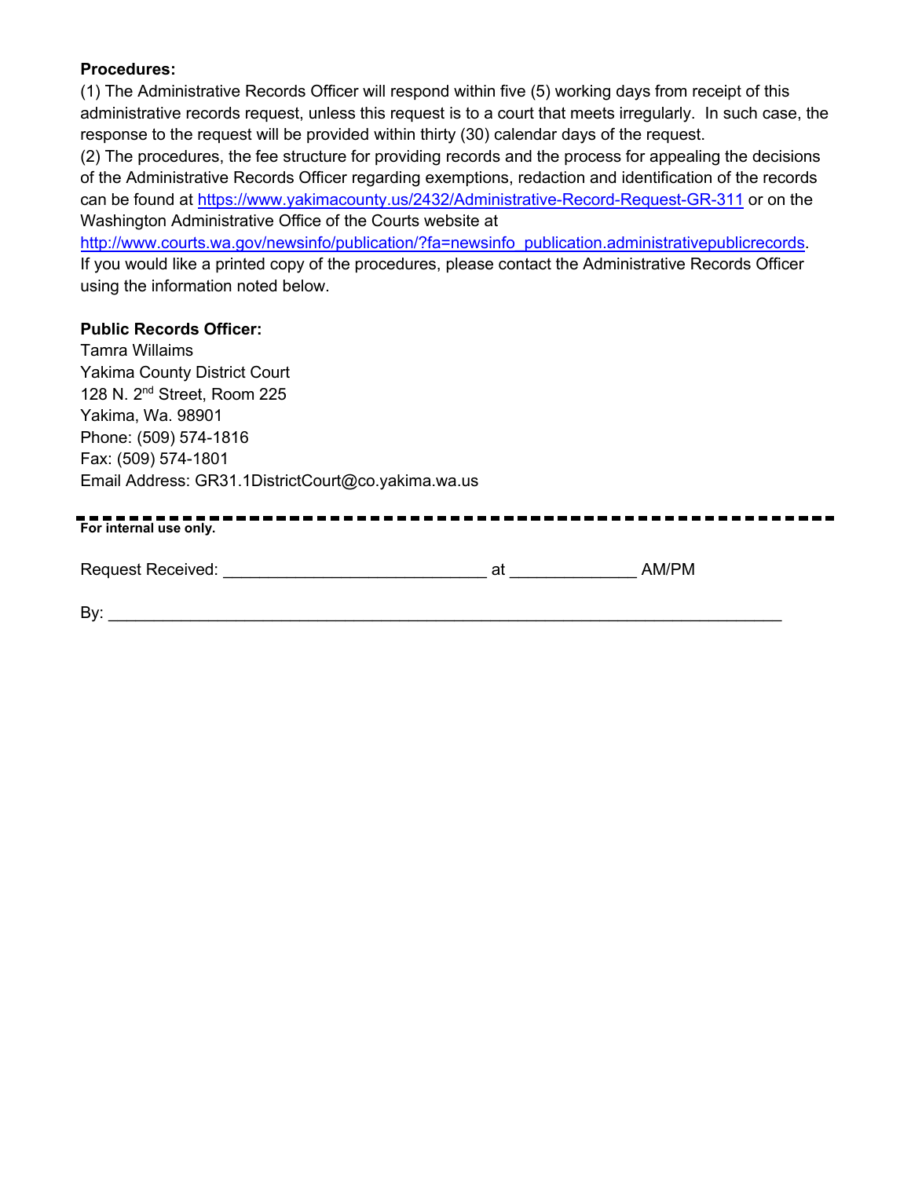**Procedures:**

(1) The Administrative Records Officer will respond within five (5) working days from receipt of this administrative records request, unless this request is to a court that meets irregularly. In such case, the response to the request will be provided within thirty (30) calendar days of the request.

(2) The procedures, the fee structure for providing records and the process for appealing the decisions of the Administrative Records Officer regarding exemptions, redaction and identification of the records can be found at https://www.yakimacounty.us/2432/Administrative-Record-Request-GR-311 or on the Washington Administrative Office of the Courts website at http://www.courts.wa.gov/newsinfo/publication/?fa=newsinfo_publication.administrativepublicrecords. If you would like a printed copy of the procedures, please contact the Administrative Records Officer using the information noted below.

**Public Records Officer:**

Tamra Willaims
Yakima County District Court
128 N. 2nd Street, Room 225
Yakima, Wa. 98901
Phone: (509) 574-1816
Fax: (509) 574-1801
Email Address: GR31.1DistrictCourt@co.yakima.wa.us

---

**For internal use only.**

Request Received: ____________________________ at _____________ AM/PM

By: ________________________________________________________________________